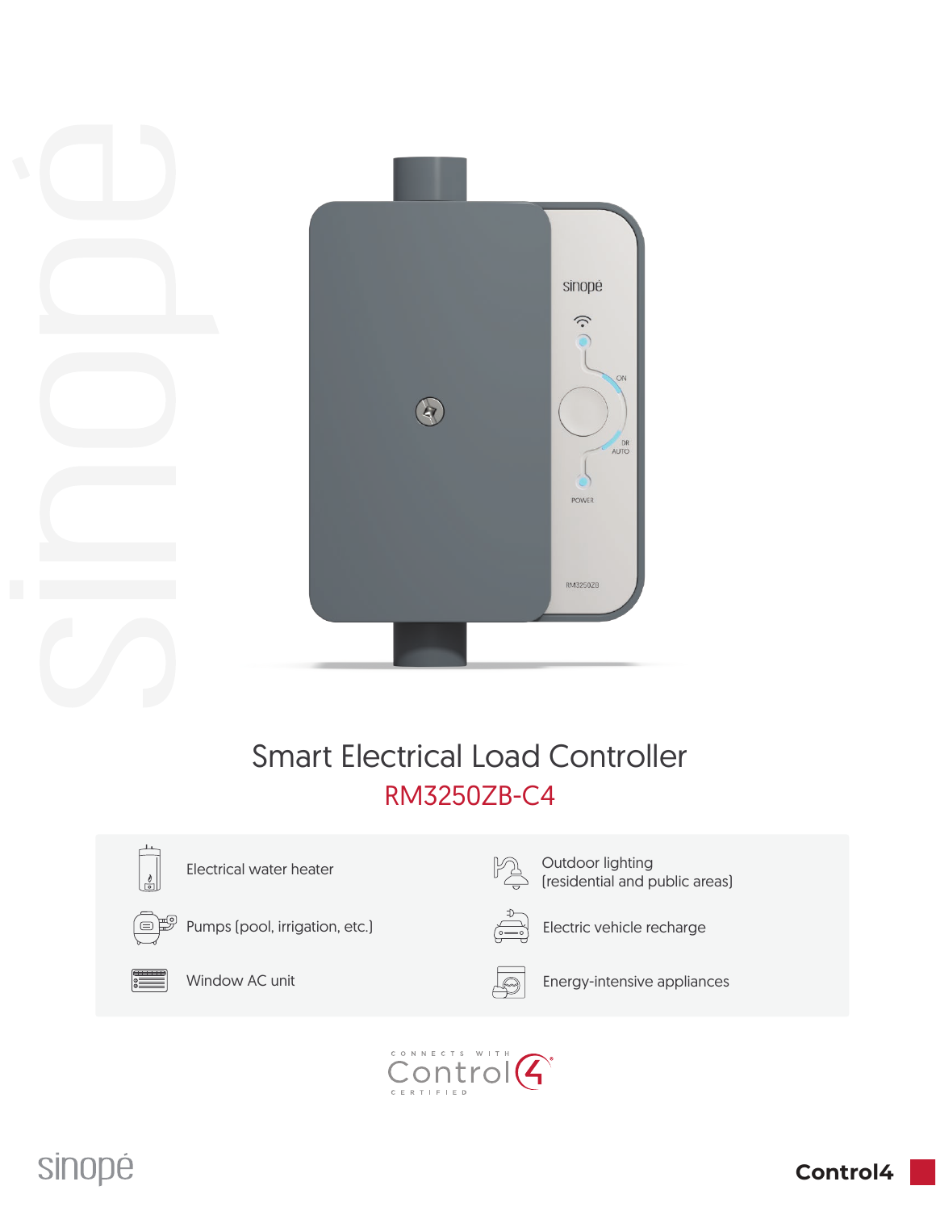# Smart Electrical Load Controller

## RM3250ZB-C4

- Electrical water heater
- Pumps (pool, irrigation, etc.)
- Window AC unit
- Outdoor lighting (residential and public areas)
- Electric vehicle recharge
- Energy-intensive appliances

CONNECTS WITH Control4 CERTIFIED

sinopé

Control4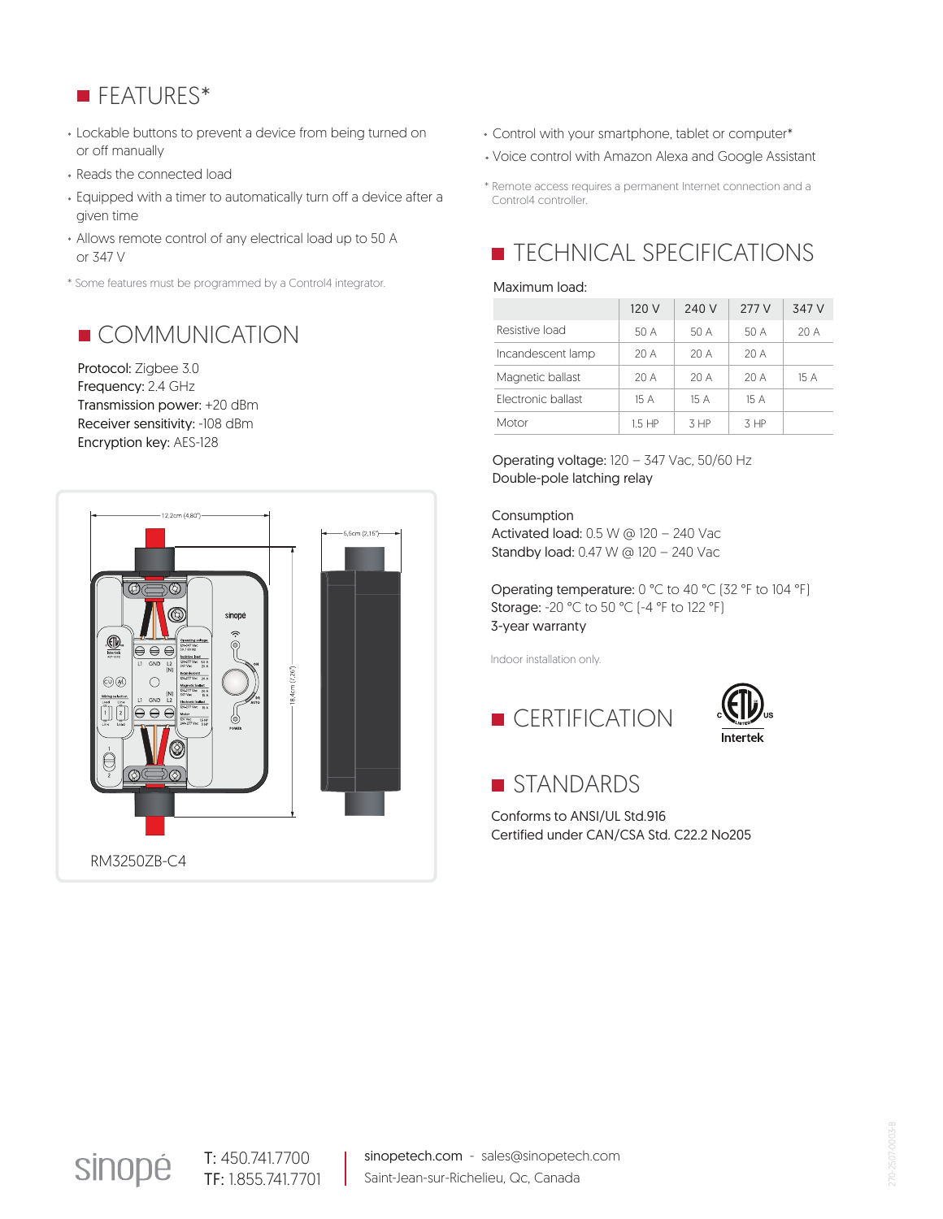## FEATURES*

- Lockable buttons to prevent a device from being turned on or off manually
- Reads the connected load
- Equipped with a timer to automatically turn off a device after a given time
- Allows remote control of any electrical load up to 50 A or 347 V

* Some features must be programmed by a Control4 integrator.

## COMMUNICATION

**Protocol:** Zigbee 3.0
**Frequency:** 2.4 GHz
**Transmission power:** +20 dBm
**Receiver sensitivity:** -108 dBm
**Encryption key:** AES-128

12,2cm (4,80")
5,5cm (2,15")
18,4cm (7,26")

RM3250ZB-C4

- Control with your smartphone, tablet or computer*
- Voice control with Amazon Alexa and Google Assistant

* Remote access requires a permanent Internet connection and a Control4 controller.

## TECHNICAL SPECIFICATIONS

Maximum load:

| | 120 V | 240 V | 277 V | 347 V |
|---|---|---|---|---|
| Resistive load | 50 A | 50 A | 50 A | 20 A |
| Incandescent lamp | 20 A | 20 A | 20 A | |
| Magnetic ballast | 20 A | 20 A | 20 A | 15 A |
| Electronic ballast | 15 A | 15 A | 15 A | |
| Motor | 1.5 HP | 3 HP | 3 HP | |

**Operating voltage:** 120 – 347 Vac, 50/60 Hz
**Double-pole latching relay**

**Consumption**
**Activated load:** 0.5 W @ 120 – 240 Vac
**Standby load:** 0.47 W @ 120 – 240 Vac

**Operating temperature:** 0 °C to 40 °C (32 °F to 104 °F)
**Storage:** -20 °C to 50 °C (-4 °F to 122 °F)
**3-year warranty**

Indoor installation only.

## CERTIFICATION

Intertek

## STANDARDS

Conforms to ANSI/UL Std.916
Certified under CAN/CSA Std. C22.2 No205

sinopé

T: 450.741.7700
TF: 1.855.741.7701

sinopetech.com - sales@sinopetech.com
Saint-Jean-sur-Richelieu, Qc, Canada

270-2507-0003-B